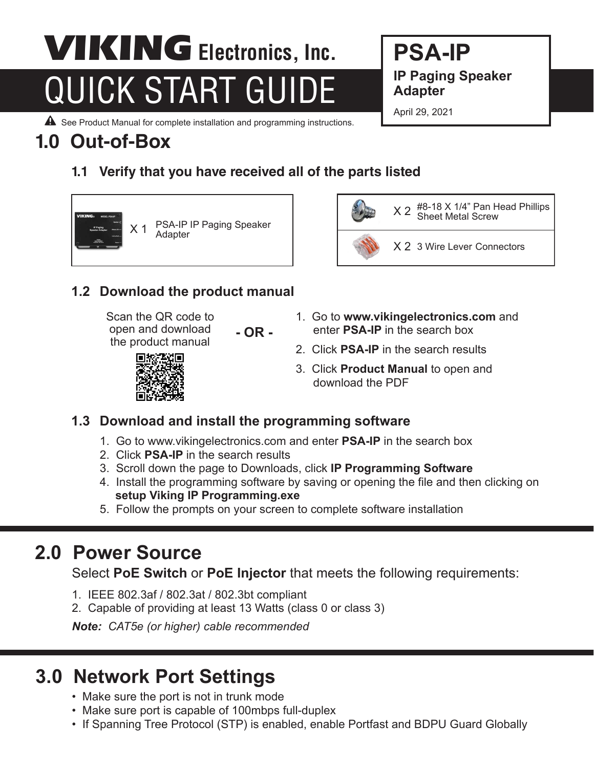# VIKING Electronics, Inc.

# QUICK START GUIDE

**PSA-IP**

**IP Paging Speaker Adapter**

April 29, 2021

⚠ See Product Manual for complete installation and programming instructions.

## 1.0 Out-of-Box

### 1.1 Verify that you have received all of the parts listed

| Qty | Part |
|---|---|
| X 1 | PSA-IP IP Paging Speaker Adapter |
| X 2 | #8-18 X 1/4" Pan Head Phillips Sheet Metal Screw |
| X 2 | 3 Wire Lever Connectors |

### 1.2 Download the product manual

Scan the QR code to open and download the product manual

**- OR -**

1. Go to **www.vikingelectronics.com** and enter **PSA-IP** in the search box
2. Click **PSA-IP** in the search results
3. Click **Product Manual** to open and download the PDF

### 1.3 Download and install the programming software

1. Go to www.vikingelectronics.com and enter **PSA-IP** in the search box
2. Click **PSA-IP** in the search results
3. Scroll down the page to Downloads, click **IP Programming Software**
4. Install the programming software by saving or opening the file and then clicking on **setup Viking IP Programming.exe**
5. Follow the prompts on your screen to complete software installation

## 2.0 Power Source

Select **PoE Switch** or **PoE Injector** that meets the following requirements:

1. IEEE 802.3af / 802.3at / 802.3bt compliant
2. Capable of providing at least 13 Watts (class 0 or class 3)

***Note:*** *CAT5e (or higher) cable recommended*

## 3.0 Network Port Settings

- Make sure the port is not in trunk mode
- Make sure port is capable of 100mbps full-duplex
- If Spanning Tree Protocol (STP) is enabled, enable Portfast and BDPU Guard Globally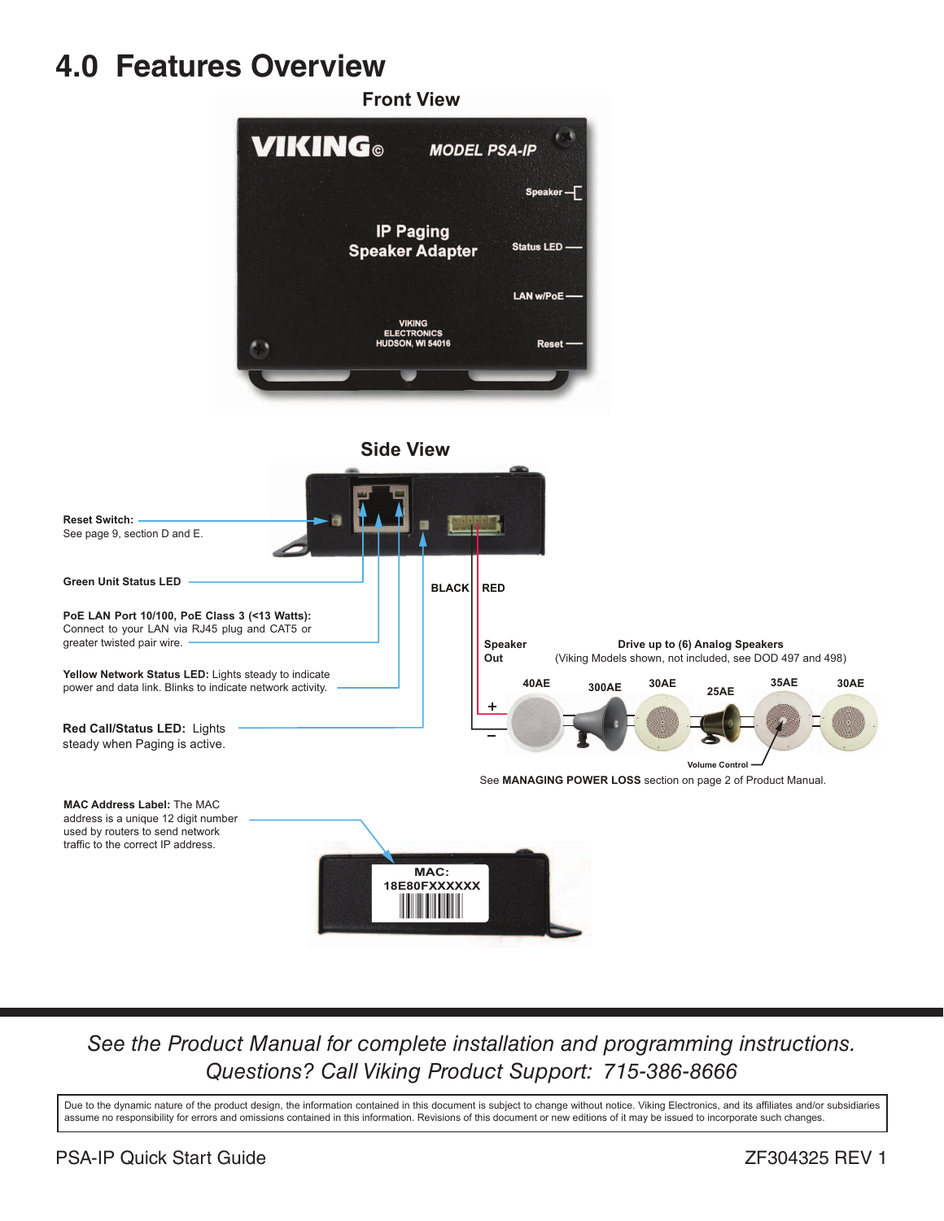# 4.0 Features Overview

Front View

VIKING© MODEL PSA-IP

IP Paging Speaker Adapter

VIKING ELECTRONICS HUDSON, WI 54016

Speaker

Status LED

LAN w/PoE

Reset

Side View

**Reset Switch:** See page 9, section D and E.

**Green Unit Status LED**

**PoE LAN Port 10/100, PoE Class 3 (<13 Watts):** Connect to your LAN via RJ45 plug and CAT5 or greater twisted pair wire.

**Yellow Network Status LED:** Lights steady to indicate power and data link. Blinks to indicate network activity.

**Red Call/Status LED:** Lights steady when Paging is active.

BLACK RED

**Speaker Out**

**Drive up to (6) Analog Speakers**
(Viking Models shown, not included, see DOD 497 and 498)

40AE 300AE 30AE 25AE 35AE 30AE

+
−

Volume Control

See **MANAGING POWER LOSS** section on page 2 of Product Manual.

**MAC Address Label:** The MAC address is a unique 12 digit number used by routers to send network traffic to the correct IP address.

MAC:
18E80FXXXXXX

*See the Product Manual for complete installation and programming instructions.*
*Questions? Call Viking Product Support: 715-386-8666*

Due to the dynamic nature of the product design, the information contained in this document is subject to change without notice. Viking Electronics, and its affiliates and/or subsidiaries assume no responsibility for errors and omissions contained in this information. Revisions of this document or new editions of it may be issued to incorporate such changes.